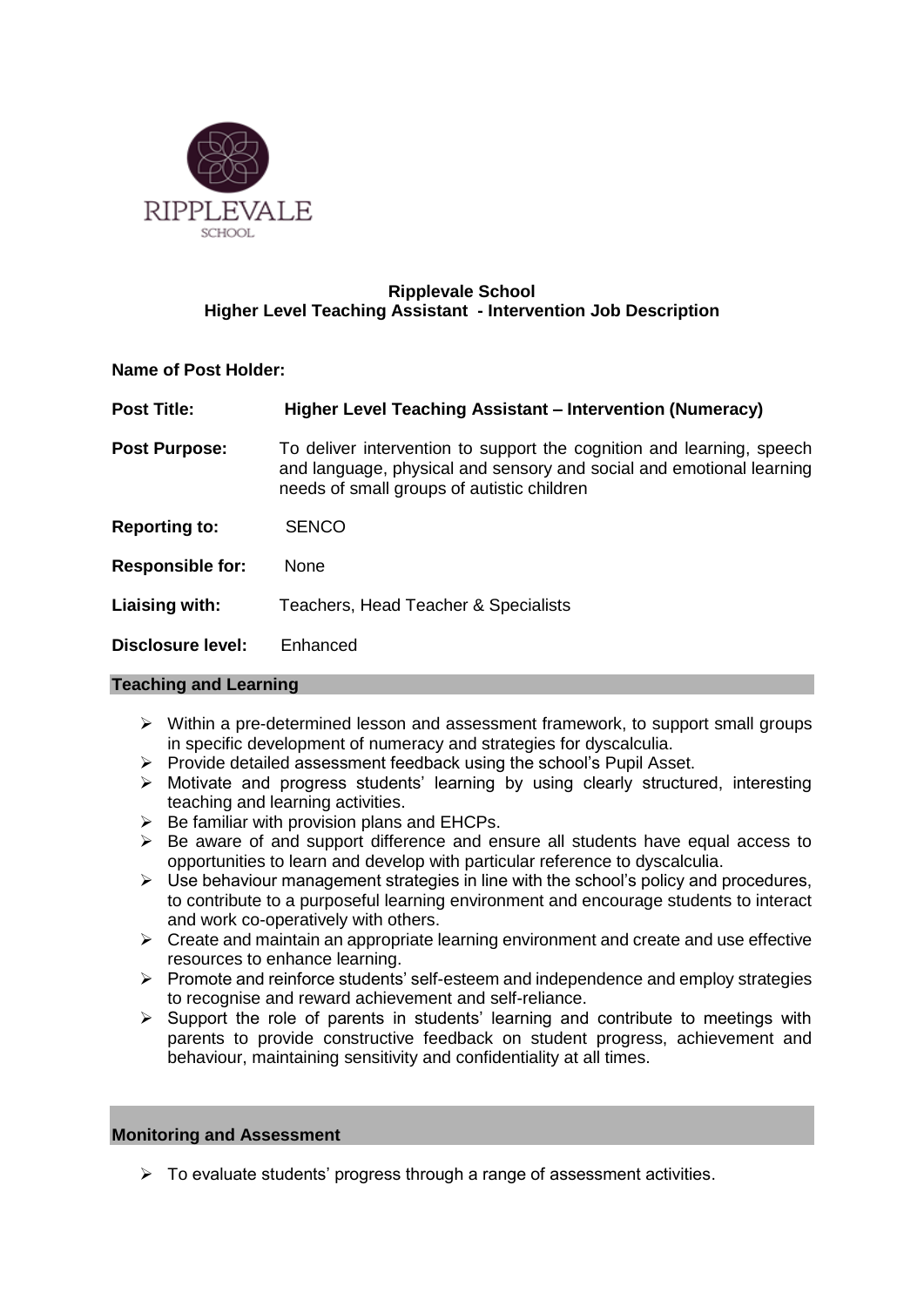RIPPLEVALE
SCHOOL

**Ripplevale School**
**Higher Level Teaching Assistant - Intervention Job Description**

**Name of Post Holder:**

**Post Title:** **Higher Level Teaching Assistant – Intervention (Numeracy)**

**Post Purpose:** To deliver intervention to support the cognition and learning, speech and language, physical and sensory and social and emotional learning needs of small groups of autistic children

**Reporting to:** SENCO

**Responsible for:** None

**Liaising with:** Teachers, Head Teacher & Specialists

**Disclosure level:** Enhanced

## Teaching and Learning

- Within a pre-determined lesson and assessment framework, to support small groups in specific development of numeracy and strategies for dyscalculia.
- Provide detailed assessment feedback using the school's Pupil Asset.
- Motivate and progress students' learning by using clearly structured, interesting teaching and learning activities.
- Be familiar with provision plans and EHCPs.
- Be aware of and support difference and ensure all students have equal access to opportunities to learn and develop with particular reference to dyscalculia.
- Use behaviour management strategies in line with the school's policy and procedures, to contribute to a purposeful learning environment and encourage students to interact and work co-operatively with others.
- Create and maintain an appropriate learning environment and create and use effective resources to enhance learning.
- Promote and reinforce students' self-esteem and independence and employ strategies to recognise and reward achievement and self-reliance.
- Support the role of parents in students' learning and contribute to meetings with parents to provide constructive feedback on student progress, achievement and behaviour, maintaining sensitivity and confidentiality at all times.

## Monitoring and Assessment

- To evaluate students' progress through a range of assessment activities.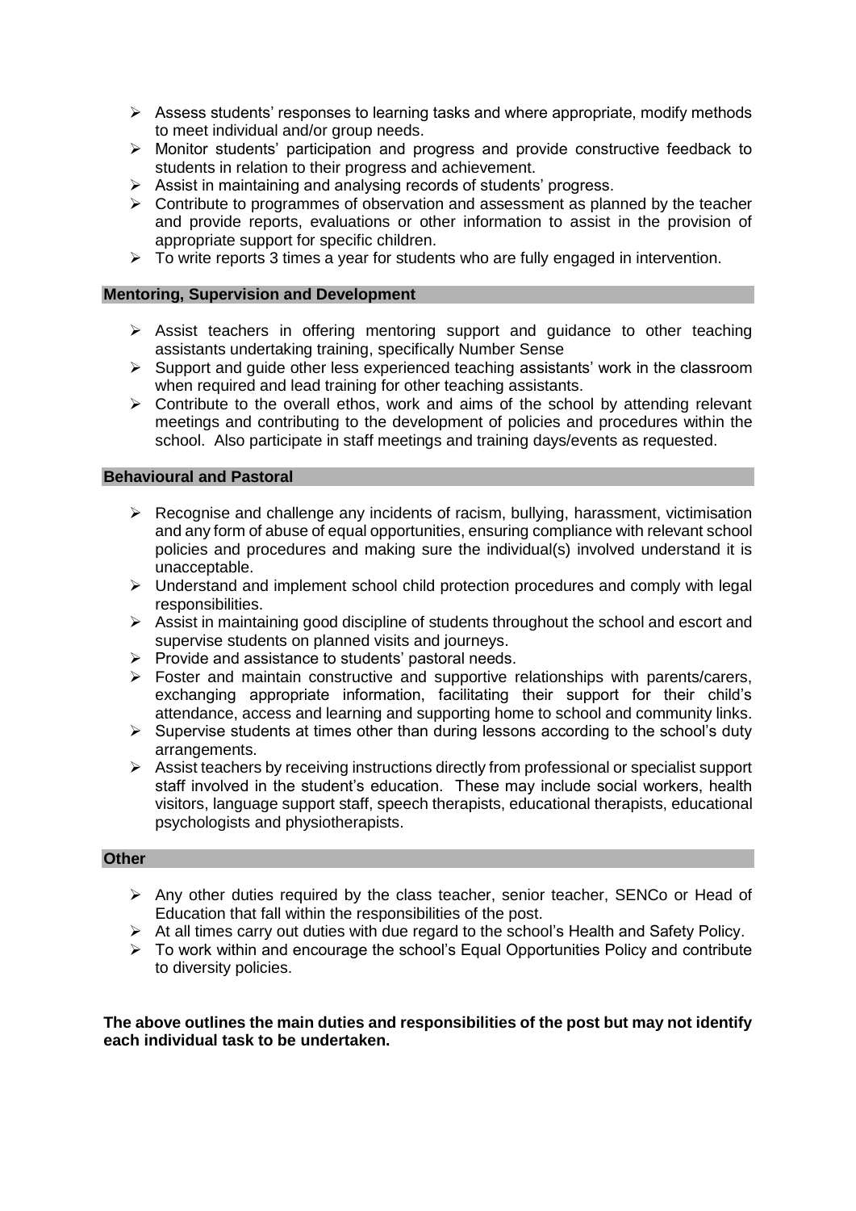- Assess students' responses to learning tasks and where appropriate, modify methods to meet individual and/or group needs.
- Monitor students' participation and progress and provide constructive feedback to students in relation to their progress and achievement.
- Assist in maintaining and analysing records of students' progress.
- Contribute to programmes of observation and assessment as planned by the teacher and provide reports, evaluations or other information to assist in the provision of appropriate support for specific children.
- To write reports 3 times a year for students who are fully engaged in intervention.

### Mentoring, Supervision and Development

- Assist teachers in offering mentoring support and guidance to other teaching assistants undertaking training, specifically Number Sense
- Support and guide other less experienced teaching assistants' work in the classroom when required and lead training for other teaching assistants.
- Contribute to the overall ethos, work and aims of the school by attending relevant meetings and contributing to the development of policies and procedures within the school. Also participate in staff meetings and training days/events as requested.

### Behavioural and Pastoral

- Recognise and challenge any incidents of racism, bullying, harassment, victimisation and any form of abuse of equal opportunities, ensuring compliance with relevant school policies and procedures and making sure the individual(s) involved understand it is unacceptable.
- Understand and implement school child protection procedures and comply with legal responsibilities.
- Assist in maintaining good discipline of students throughout the school and escort and supervise students on planned visits and journeys.
- Provide and assistance to students' pastoral needs.
- Foster and maintain constructive and supportive relationships with parents/carers, exchanging appropriate information, facilitating their support for their child's attendance, access and learning and supporting home to school and community links.
- Supervise students at times other than during lessons according to the school's duty arrangements.
- Assist teachers by receiving instructions directly from professional or specialist support staff involved in the student's education. These may include social workers, health visitors, language support staff, speech therapists, educational therapists, educational psychologists and physiotherapists.

### Other

- Any other duties required by the class teacher, senior teacher, SENCo or Head of Education that fall within the responsibilities of the post.
- At all times carry out duties with due regard to the school's Health and Safety Policy.
- To work within and encourage the school's Equal Opportunities Policy and contribute to diversity policies.

**The above outlines the main duties and responsibilities of the post but may not identify each individual task to be undertaken.**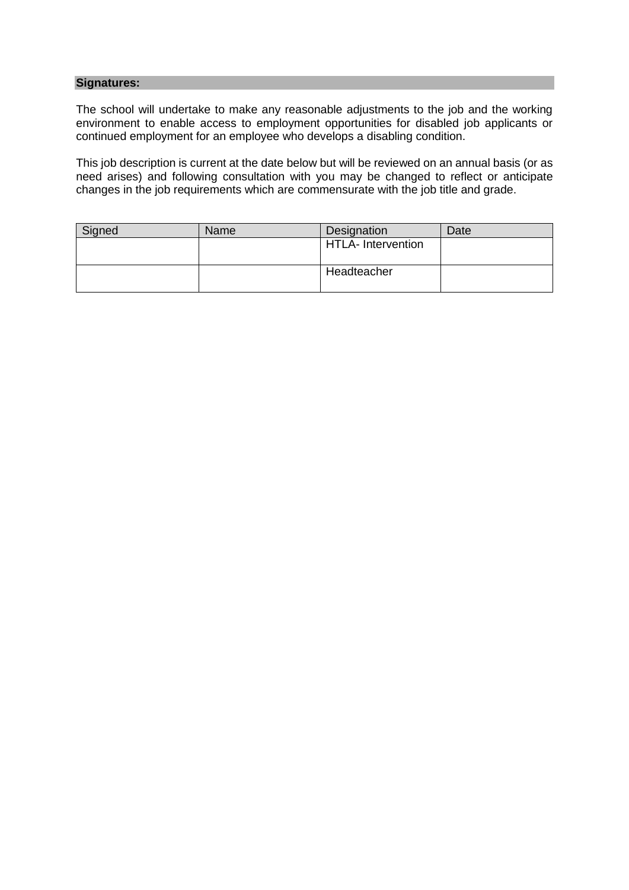**Signatures:**

The school will undertake to make any reasonable adjustments to the job and the working environment to enable access to employment opportunities for disabled job applicants or continued employment for an employee who develops a disabling condition.

This job description is current at the date below but will be reviewed on an annual basis (or as need arises) and following consultation with you may be changed to reflect or anticipate changes in the job requirements which are commensurate with the job title and grade.

| Signed | Name | Designation | Date |
|---|---|---|---|
| | | HTLA- Intervention | |
| | | Headteacher | |